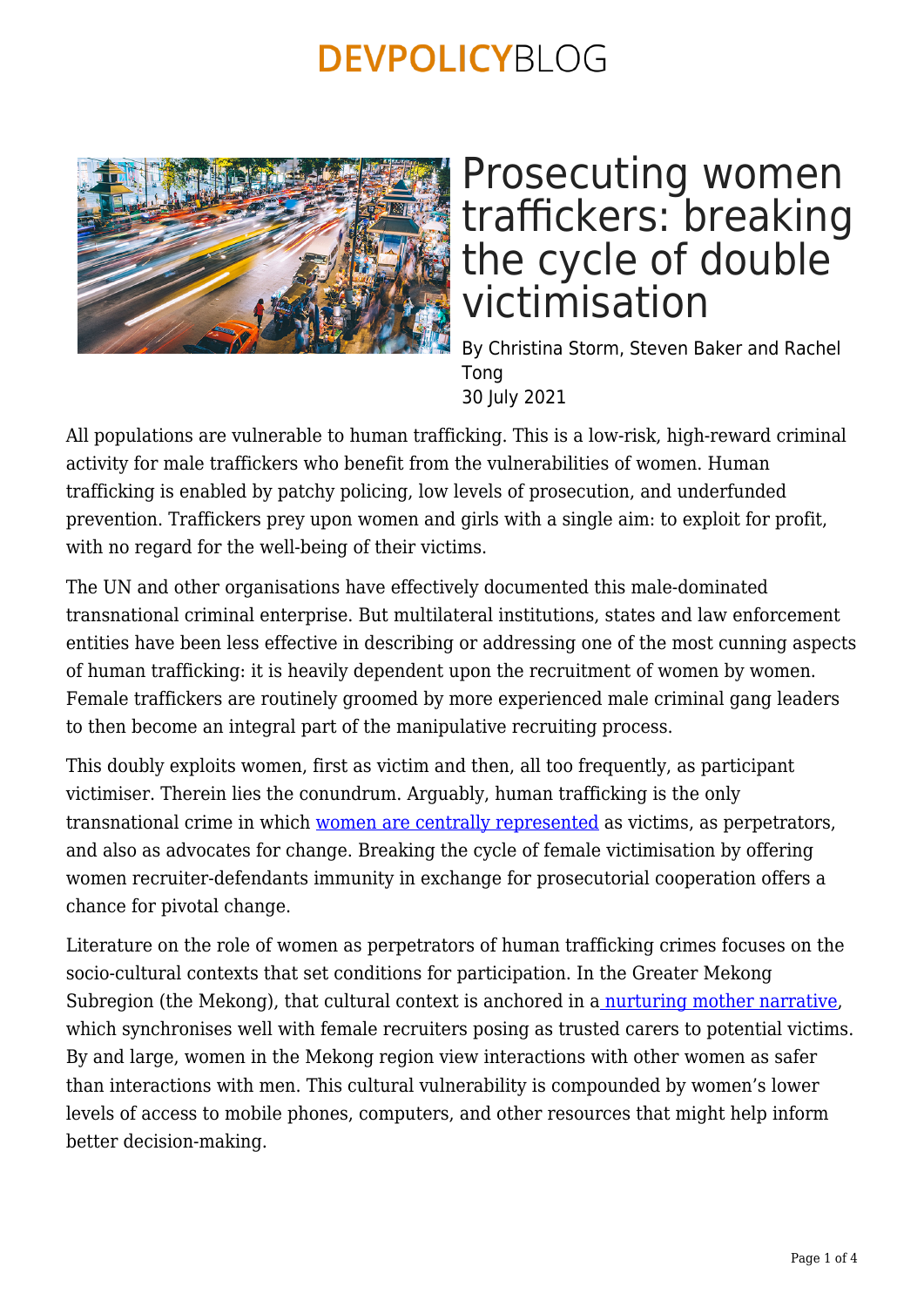# Prosecuting women traffickers: breaking the cycle of double victimisation

By Christina Storm, Steven Baker and Rachel Tong
30 July 2021

All populations are vulnerable to human trafficking. This is a low-risk, high-reward criminal activity for male traffickers who benefit from the vulnerabilities of women. Human trafficking is enabled by patchy policing, low levels of prosecution, and underfunded prevention. Traffickers prey upon women and girls with a single aim: to exploit for profit, with no regard for the well-being of their victims.

The UN and other organisations have effectively documented this male-dominated transnational criminal enterprise. But multilateral institutions, states and law enforcement entities have been less effective in describing or addressing one of the most cunning aspects of human trafficking: it is heavily dependent upon the recruitment of women by women. Female traffickers are routinely groomed by more experienced male criminal gang leaders to then become an integral part of the manipulative recruiting process.

This doubly exploits women, first as victim and then, all too frequently, as participant victimiser. Therein lies the conundrum. Arguably, human trafficking is the only transnational crime in which women are centrally represented as victims, as perpetrators, and also as advocates for change. Breaking the cycle of female victimisation by offering women recruiter-defendants immunity in exchange for prosecutorial cooperation offers a chance for pivotal change.

Literature on the role of women as perpetrators of human trafficking crimes focuses on the socio-cultural contexts that set conditions for participation. In the Greater Mekong Subregion (the Mekong), that cultural context is anchored in a nurturing mother narrative, which synchronises well with female recruiters posing as trusted carers to potential victims. By and large, women in the Mekong region view interactions with other women as safer than interactions with men. This cultural vulnerability is compounded by women's lower levels of access to mobile phones, computers, and other resources that might help inform better decision-making.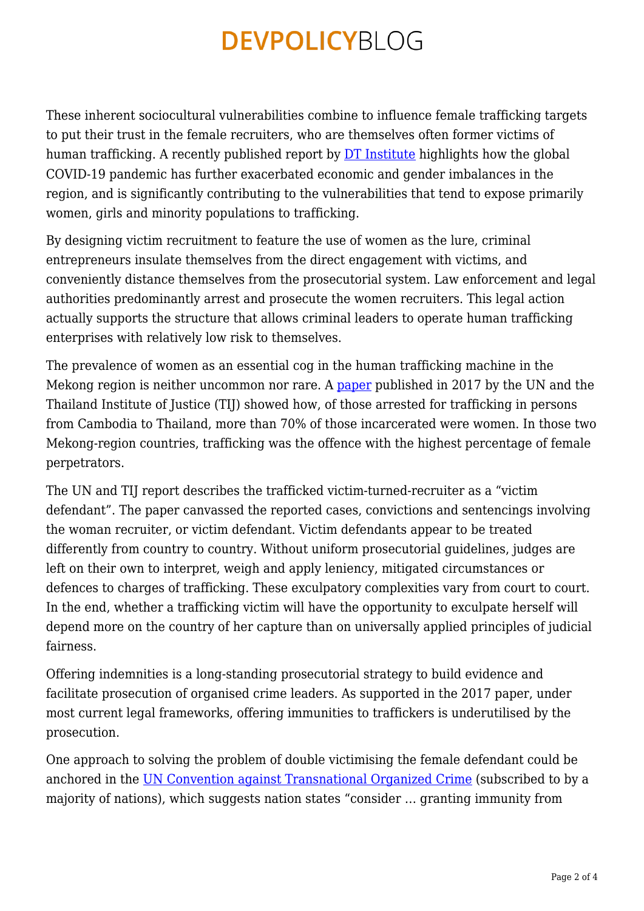These inherent sociocultural vulnerabilities combine to influence female trafficking targets to put their trust in the female recruiters, who are themselves often former victims of human trafficking. A recently published report by DT Institute highlights how the global COVID-19 pandemic has further exacerbated economic and gender imbalances in the region, and is significantly contributing to the vulnerabilities that tend to expose primarily women, girls and minority populations to trafficking.

By designing victim recruitment to feature the use of women as the lure, criminal entrepreneurs insulate themselves from the direct engagement with victims, and conveniently distance themselves from the prosecutorial system. Law enforcement and legal authorities predominantly arrest and prosecute the women recruiters. This legal action actually supports the structure that allows criminal leaders to operate human trafficking enterprises with relatively low risk to themselves.

The prevalence of women as an essential cog in the human trafficking machine in the Mekong region is neither uncommon nor rare. A paper published in 2017 by the UN and the Thailand Institute of Justice (TIJ) showed how, of those arrested for trafficking in persons from Cambodia to Thailand, more than 70% of those incarcerated were women. In those two Mekong-region countries, trafficking was the offence with the highest percentage of female perpetrators.

The UN and TIJ report describes the trafficked victim-turned-recruiter as a "victim defendant". The paper canvassed the reported cases, convictions and sentencings involving the woman recruiter, or victim defendant. Victim defendants appear to be treated differently from country to country. Without uniform prosecutorial guidelines, judges are left on their own to interpret, weigh and apply leniency, mitigated circumstances or defences to charges of trafficking. These exculpatory complexities vary from court to court. In the end, whether a trafficking victim will have the opportunity to exculpate herself will depend more on the country of her capture than on universally applied principles of judicial fairness.

Offering indemnities is a long-standing prosecutorial strategy to build evidence and facilitate prosecution of organised crime leaders. As supported in the 2017 paper, under most current legal frameworks, offering immunities to traffickers is underutilised by the prosecution.

One approach to solving the problem of double victimising the female defendant could be anchored in the UN Convention against Transnational Organized Crime (subscribed to by a majority of nations), which suggests nation states "consider … granting immunity from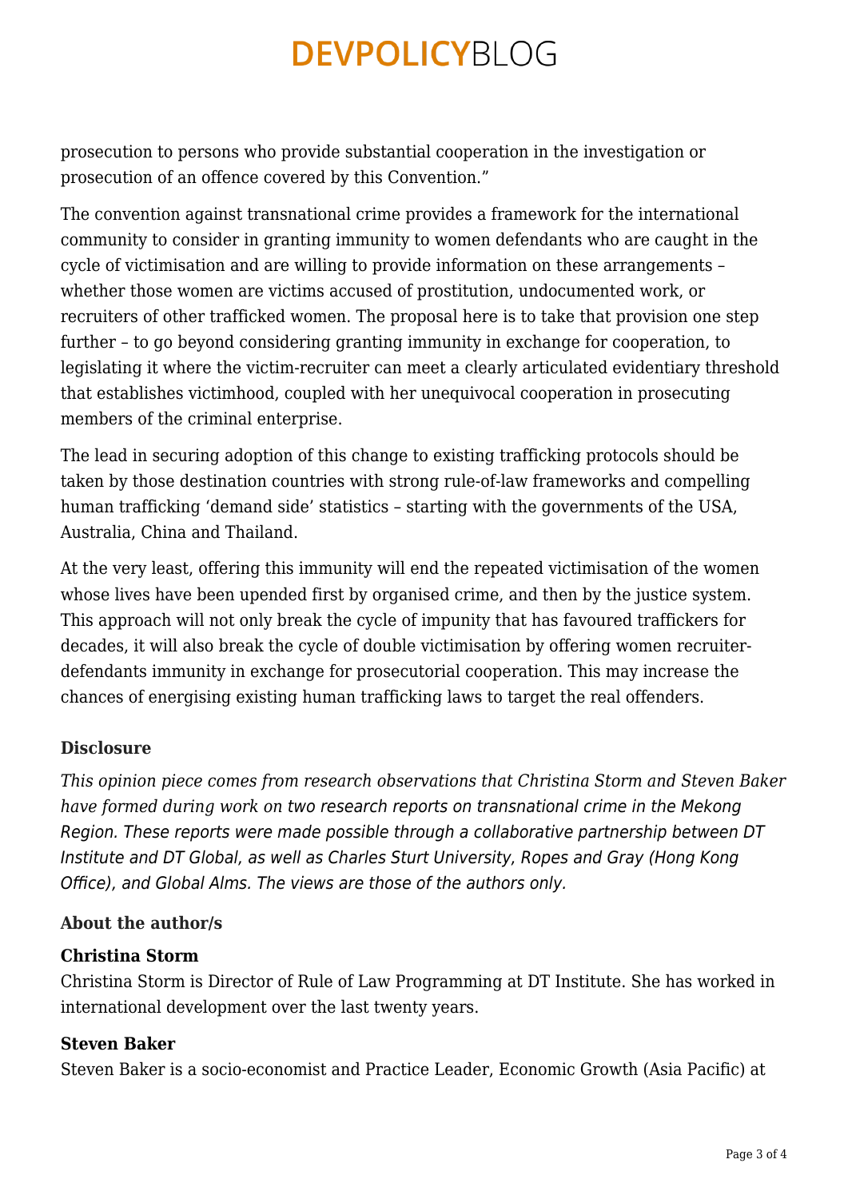prosecution to persons who provide substantial cooperation in the investigation or prosecution of an offence covered by this Convention."

The convention against transnational crime provides a framework for the international community to consider in granting immunity to women defendants who are caught in the cycle of victimisation and are willing to provide information on these arrangements – whether those women are victims accused of prostitution, undocumented work, or recruiters of other trafficked women. The proposal here is to take that provision one step further – to go beyond considering granting immunity in exchange for cooperation, to legislating it where the victim-recruiter can meet a clearly articulated evidentiary threshold that establishes victimhood, coupled with her unequivocal cooperation in prosecuting members of the criminal enterprise.

The lead in securing adoption of this change to existing trafficking protocols should be taken by those destination countries with strong rule-of-law frameworks and compelling human trafficking 'demand side' statistics – starting with the governments of the USA, Australia, China and Thailand.

At the very least, offering this immunity will end the repeated victimisation of the women whose lives have been upended first by organised crime, and then by the justice system. This approach will not only break the cycle of impunity that has favoured traffickers for decades, it will also break the cycle of double victimisation by offering women recruiter-defendants immunity in exchange for prosecutorial cooperation. This may increase the chances of energising existing human trafficking laws to target the real offenders.

#### Disclosure

*This opinion piece comes from research observations that Christina Storm and Steven Baker have formed during work on two research reports on transnational crime in the Mekong Region. These reports were made possible through a collaborative partnership between DT Institute and DT Global, as well as Charles Sturt University, Ropes and Gray (Hong Kong Office), and Global Alms. The views are those of the authors only.*

#### About the author/s

**Christina Storm**
Christina Storm is Director of Rule of Law Programming at DT Institute. She has worked in international development over the last twenty years.

**Steven Baker**
Steven Baker is a socio-economist and Practice Leader, Economic Growth (Asia Pacific) at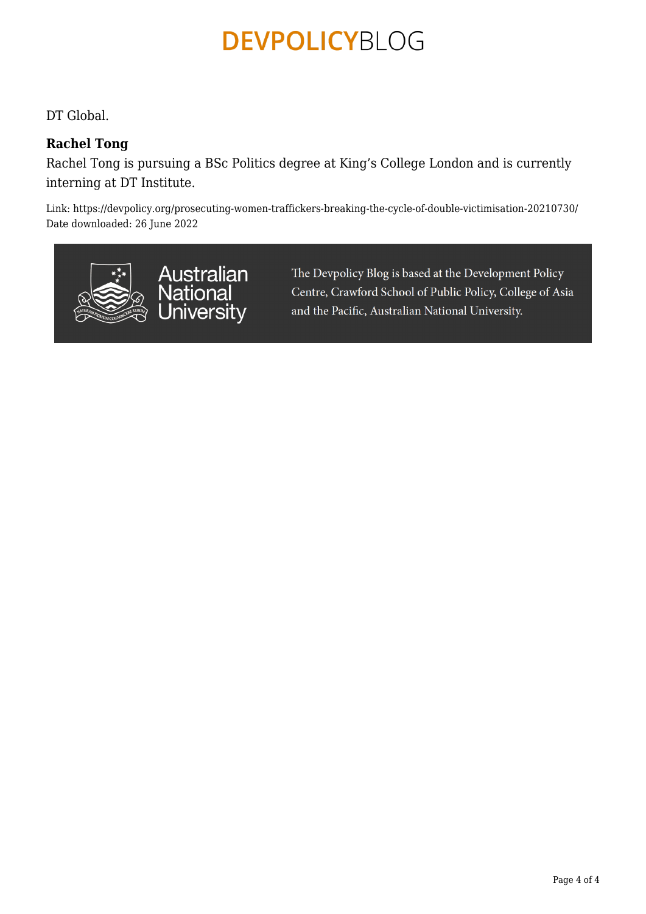DT Global.

**Rachel Tong**

Rachel Tong is pursuing a BSc Politics degree at King's College London and is currently interning at DT Institute.

Link: https://devpolicy.org/prosecuting-women-traffickers-breaking-the-cycle-of-double-victimisation-20210730/
Date downloaded: 26 June 2022

Australian National University

The Devpolicy Blog is based at the Development Policy Centre, Crawford School of Public Policy, College of Asia and the Pacific, Australian National University.